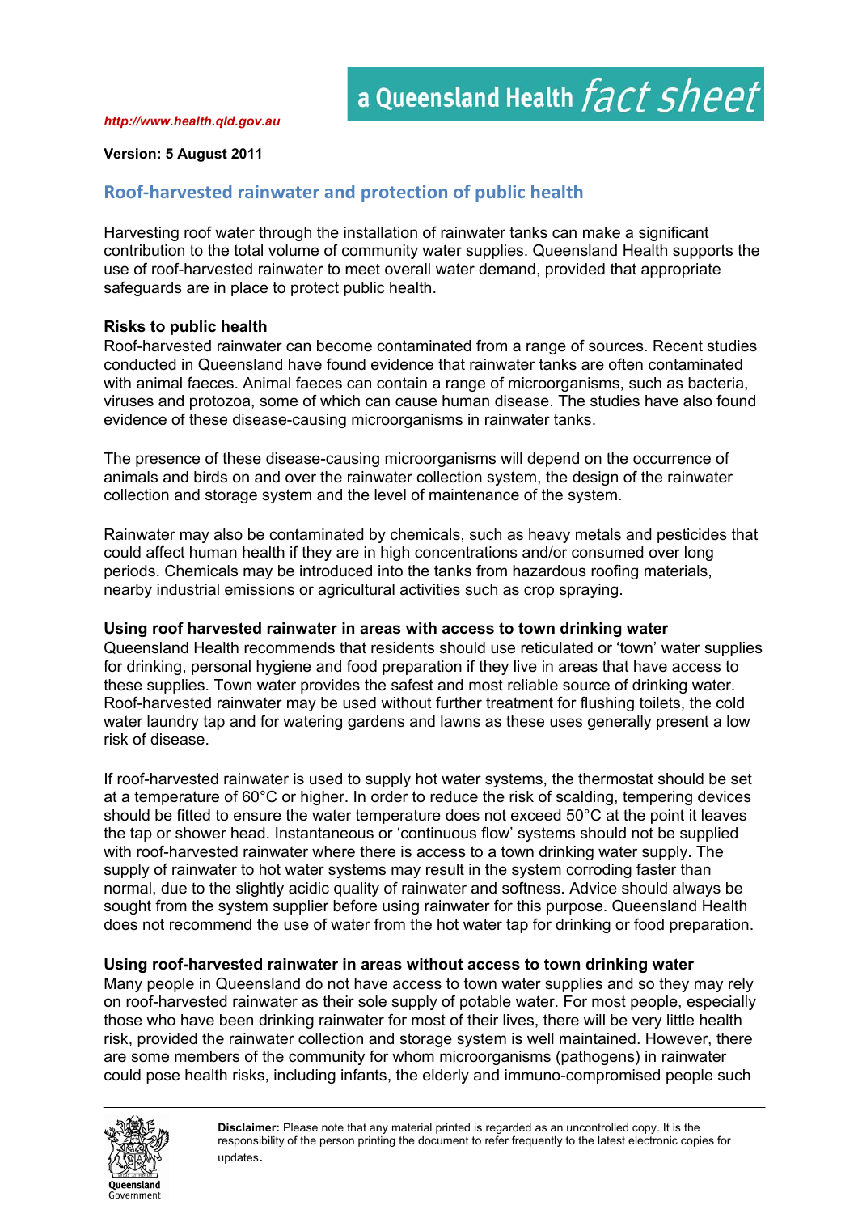a Queensland Health *fact sheet*

***http://www.health.qld.gov.au***

**Version: 5 August 2011**

## Roof-harvested rainwater and protection of public health

Harvesting roof water through the installation of rainwater tanks can make a significant contribution to the total volume of community water supplies. Queensland Health supports the use of roof-harvested rainwater to meet overall water demand, provided that appropriate safeguards are in place to protect public health.

**Risks to public health**

Roof-harvested rainwater can become contaminated from a range of sources. Recent studies conducted in Queensland have found evidence that rainwater tanks are often contaminated with animal faeces. Animal faeces can contain a range of microorganisms, such as bacteria, viruses and protozoa, some of which can cause human disease. The studies have also found evidence of these disease-causing microorganisms in rainwater tanks.

The presence of these disease-causing microorganisms will depend on the occurrence of animals and birds on and over the rainwater collection system, the design of the rainwater collection and storage system and the level of maintenance of the system.

Rainwater may also be contaminated by chemicals, such as heavy metals and pesticides that could affect human health if they are in high concentrations and/or consumed over long periods. Chemicals may be introduced into the tanks from hazardous roofing materials, nearby industrial emissions or agricultural activities such as crop spraying.

**Using roof harvested rainwater in areas with access to town drinking water**

Queensland Health recommends that residents should use reticulated or 'town' water supplies for drinking, personal hygiene and food preparation if they live in areas that have access to these supplies. Town water provides the safest and most reliable source of drinking water. Roof-harvested rainwater may be used without further treatment for flushing toilets, the cold water laundry tap and for watering gardens and lawns as these uses generally present a low risk of disease.

If roof-harvested rainwater is used to supply hot water systems, the thermostat should be set at a temperature of 60°C or higher. In order to reduce the risk of scalding, tempering devices should be fitted to ensure the water temperature does not exceed 50°C at the point it leaves the tap or shower head. Instantaneous or 'continuous flow' systems should not be supplied with roof-harvested rainwater where there is access to a town drinking water supply. The supply of rainwater to hot water systems may result in the system corroding faster than normal, due to the slightly acidic quality of rainwater and softness. Advice should always be sought from the system supplier before using rainwater for this purpose. Queensland Health does not recommend the use of water from the hot water tap for drinking or food preparation.

**Using roof-harvested rainwater in areas without access to town drinking water**

Many people in Queensland do not have access to town water supplies and so they may rely on roof-harvested rainwater as their sole supply of potable water. For most people, especially those who have been drinking rainwater for most of their lives, there will be very little health risk, provided the rainwater collection and storage system is well maintained. However, there are some members of the community for whom microorganisms (pathogens) in rainwater could pose health risks, including infants, the elderly and immuno-compromised people such

**Disclaimer:** Please note that any material printed is regarded as an uncontrolled copy. It is the responsibility of the person printing the document to refer frequently to the latest electronic copies for updates.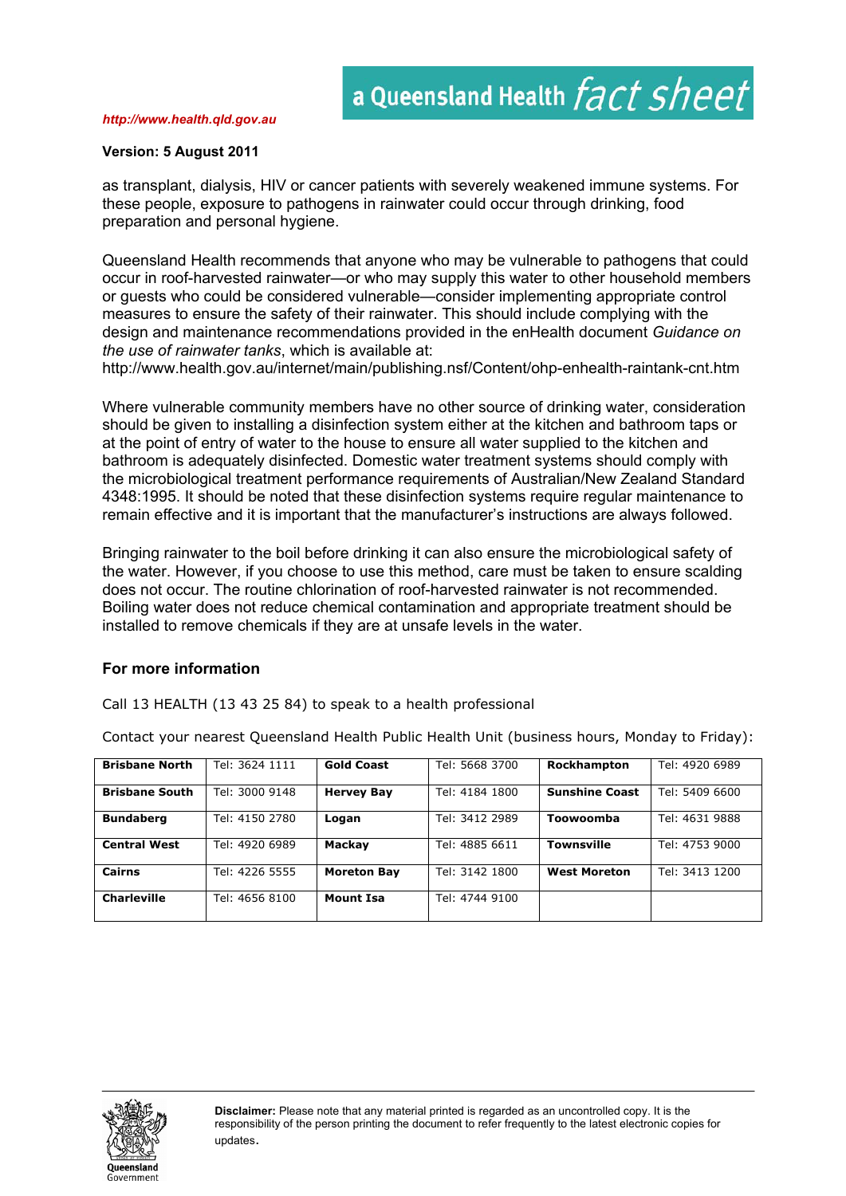**Version: 5 August 2011**

as transplant, dialysis, HIV or cancer patients with severely weakened immune systems. For these people, exposure to pathogens in rainwater could occur through drinking, food preparation and personal hygiene.

Queensland Health recommends that anyone who may be vulnerable to pathogens that could occur in roof-harvested rainwater—or who may supply this water to other household members or guests who could be considered vulnerable—consider implementing appropriate control measures to ensure the safety of their rainwater. This should include complying with the design and maintenance recommendations provided in the enHealth document *Guidance on the use of rainwater tanks*, which is available at:
http://www.health.gov.au/internet/main/publishing.nsf/Content/ohp-enhealth-raintank-cnt.htm

Where vulnerable community members have no other source of drinking water, consideration should be given to installing a disinfection system either at the kitchen and bathroom taps or at the point of entry of water to the house to ensure all water supplied to the kitchen and bathroom is adequately disinfected. Domestic water treatment systems should comply with the microbiological treatment performance requirements of Australian/New Zealand Standard 4348:1995. It should be noted that these disinfection systems require regular maintenance to remain effective and it is important that the manufacturer's instructions are always followed.

Bringing rainwater to the boil before drinking it can also ensure the microbiological safety of the water. However, if you choose to use this method, care must be taken to ensure scalding does not occur. The routine chlorination of roof-harvested rainwater is not recommended. Boiling water does not reduce chemical contamination and appropriate treatment should be installed to remove chemicals if they are at unsafe levels in the water.

## For more information

Call 13 HEALTH (13 43 25 84) to speak to a health professional

Contact your nearest Queensland Health Public Health Unit (business hours, Monday to Friday):

| | | | | | |
|---|---|---|---|---|---|
| **Brisbane North** | Tel: 3624 1111 | **Gold Coast** | Tel: 5668 3700 | **Rockhampton** | Tel: 4920 6989 |
| **Brisbane South** | Tel: 3000 9148 | **Hervey Bay** | Tel: 4184 1800 | **Sunshine Coast** | Tel: 5409 6600 |
| **Bundaberg** | Tel: 4150 2780 | **Logan** | Tel: 3412 2989 | **Toowoomba** | Tel: 4631 9888 |
| **Central West** | Tel: 4920 6989 | **Mackay** | Tel: 4885 6611 | **Townsville** | Tel: 4753 9000 |
| **Cairns** | Tel: 4226 5555 | **Moreton Bay** | Tel: 3142 1800 | **West Moreton** | Tel: 3413 1200 |
| **Charleville** | Tel: 4656 8100 | **Mount Isa** | Tel: 4744 9100 | | |

**Disclaimer:** Please note that any material printed is regarded as an uncontrolled copy. It is the responsibility of the person printing the document to refer frequently to the latest electronic copies for updates.